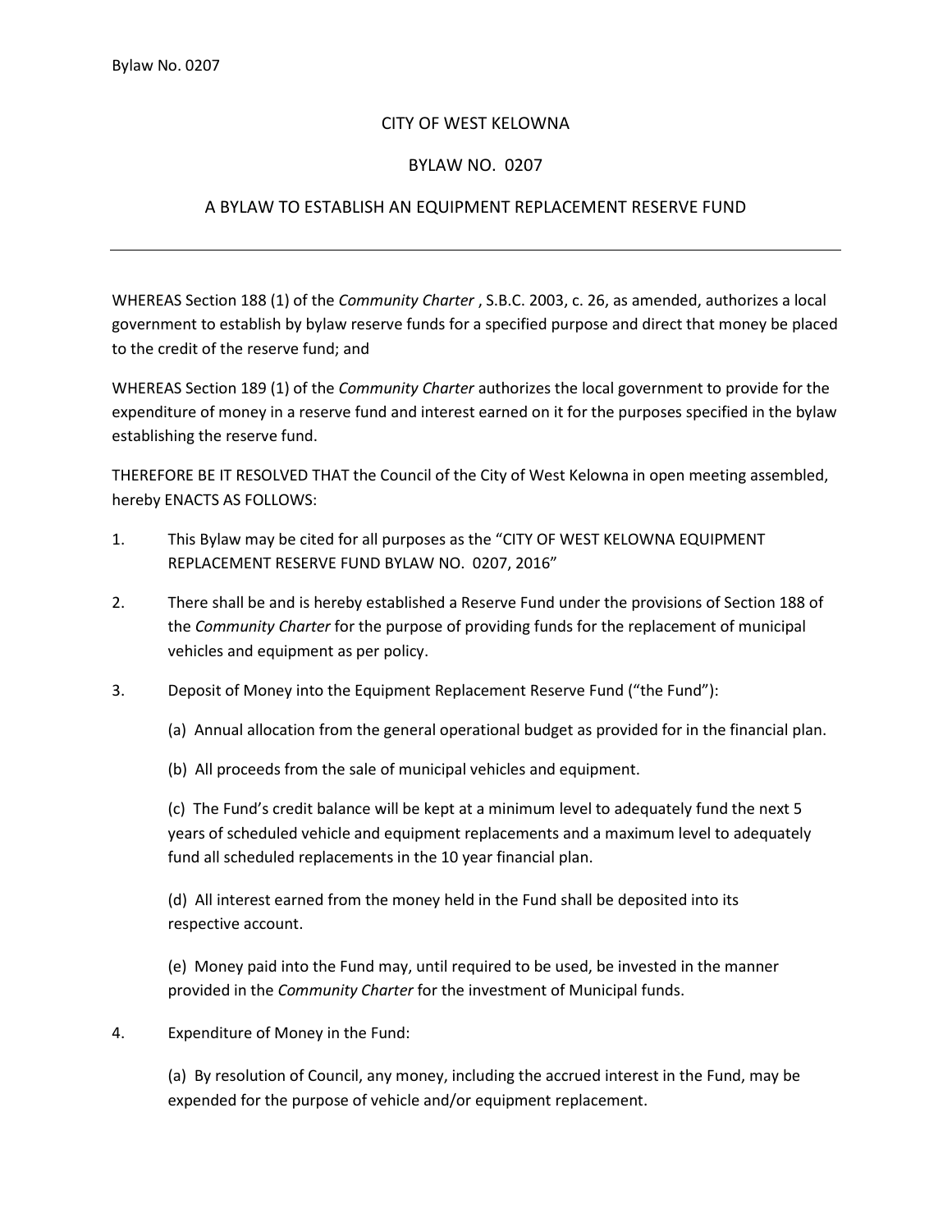# CITY OF WEST KELOWNA

## BYLAW NO. 0207

## A BYLAW TO ESTABLISH AN EQUIPMENT REPLACEMENT RESERVE FUND

---

WHEREAS Section 188 (1) of the *Community Charter* , S.B.C. 2003, c. 26, as amended, authorizes a local government to establish by bylaw reserve funds for a specified purpose and direct that money be placed to the credit of the reserve fund; and

WHEREAS Section 189 (1) of the *Community Charter* authorizes the local government to provide for the expenditure of money in a reserve fund and interest earned on it for the purposes specified in the bylaw establishing the reserve fund.

THEREFORE BE IT RESOLVED THAT the Council of the City of West Kelowna in open meeting assembled, hereby ENACTS AS FOLLOWS:

1. This Bylaw may be cited for all purposes as the "CITY OF WEST KELOWNA EQUIPMENT REPLACEMENT RESERVE FUND BYLAW NO. 0207, 2016"

2. There shall be and is hereby established a Reserve Fund under the provisions of Section 188 of the *Community Charter* for the purpose of providing funds for the replacement of municipal vehicles and equipment as per policy.

3. Deposit of Money into the Equipment Replacement Reserve Fund ("the Fund"):

   (a) Annual allocation from the general operational budget as provided for in the financial plan.

   (b) All proceeds from the sale of municipal vehicles and equipment.

   (c) The Fund's credit balance will be kept at a minimum level to adequately fund the next 5 years of scheduled vehicle and equipment replacements and a maximum level to adequately fund all scheduled replacements in the 10 year financial plan.

   (d) All interest earned from the money held in the Fund shall be deposited into its respective account.

   (e) Money paid into the Fund may, until required to be used, be invested in the manner provided in the *Community Charter* for the investment of Municipal funds.

4. Expenditure of Money in the Fund:

   (a) By resolution of Council, any money, including the accrued interest in the Fund, may be expended for the purpose of vehicle and/or equipment replacement.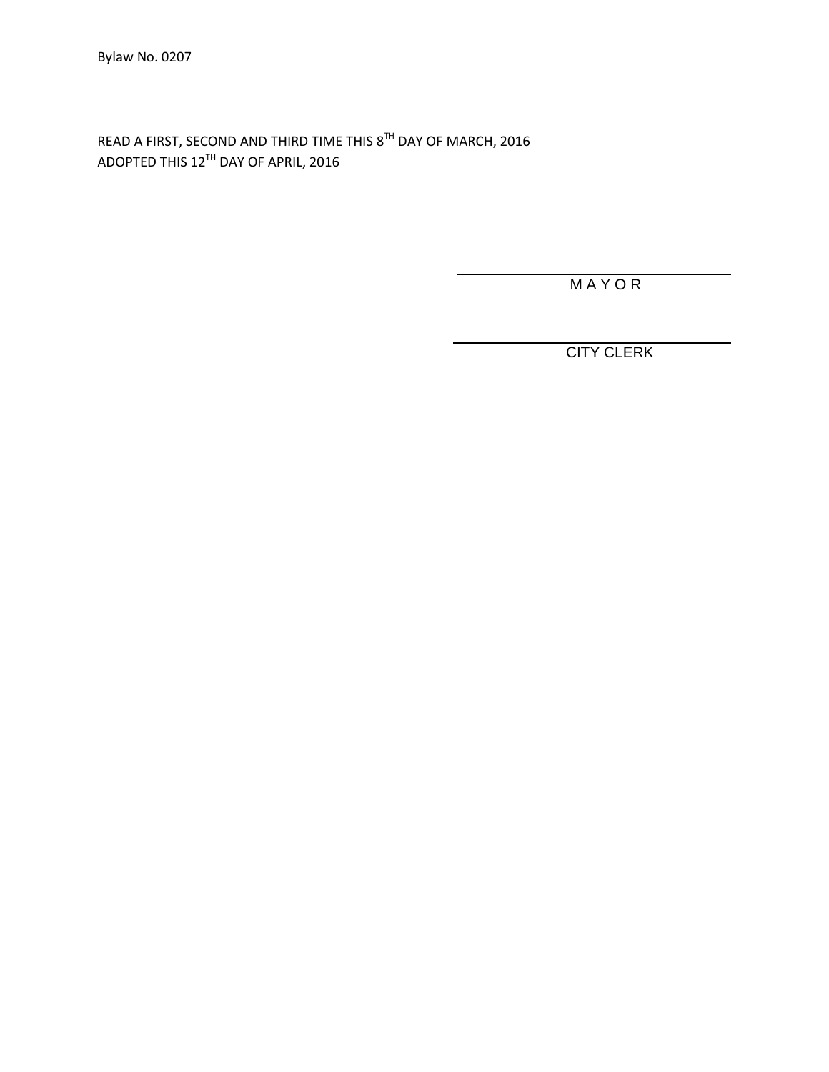Bylaw No. 0207

READ A FIRST, SECOND AND THIRD TIME THIS 8TH DAY OF MARCH, 2016
ADOPTED THIS 12TH DAY OF APRIL, 2016

M A Y O R

CITY CLERK